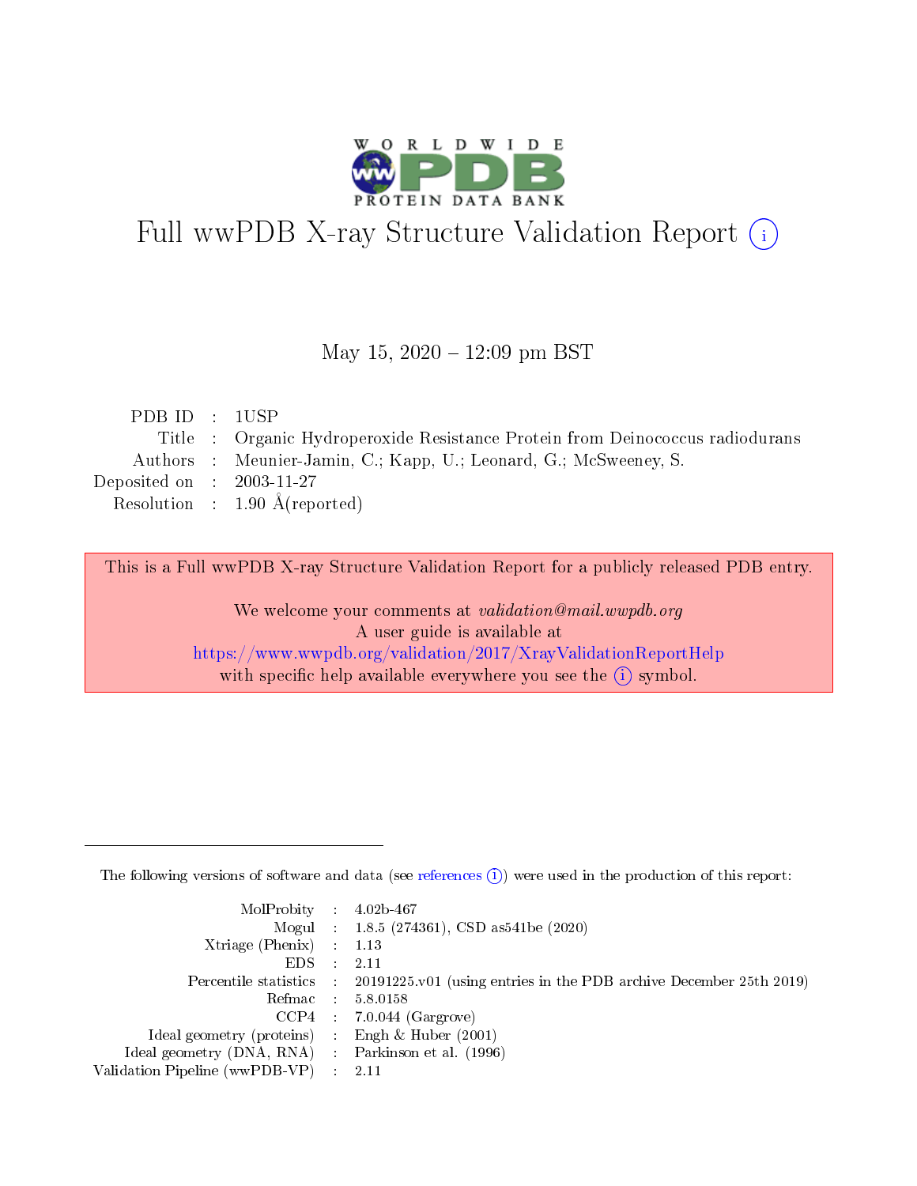# Full wwPDB X-ray Structure Validation Report (i)

May 15, 2020 – 12:09 pm BST

| | | |
|---|---|---|
| PDB ID | : | 1USP |
| Title | : | Organic Hydroperoxide Resistance Protein from Deinococcus radiodurans |
| Authors | : | Meunier-Jamin, C.; Kapp, U.; Leonard, G.; McSweeney, S. |
| Deposited on | : | 2003-11-27 |
| Resolution | : | 1.90 Å(reported) |

This is a Full wwPDB X-ray Structure Validation Report for a publicly released PDB entry.

We welcome your comments at *validation@mail.wwpdb.org*
A user guide is available at
https://www.wwpdb.org/validation/2017/XrayValidationReportHelp
with specific help available everywhere you see the (i) symbol.

The following versions of software and data (see references (i)) were used in the production of this report:

| | | |
|---|---|---|
| MolProbity | : | 4.02b-467 |
| Mogul | : | 1.8.5 (274361), CSD as541be (2020) |
| Xtriage (Phenix) | : | 1.13 |
| EDS | : | 2.11 |
| Percentile statistics | : | 20191225.v01 (using entries in the PDB archive December 25th 2019) |
| Refmac | : | 5.8.0158 |
| CCP4 | : | 7.0.044 (Gargrove) |
| Ideal geometry (proteins) | : | Engh & Huber (2001) |
| Ideal geometry (DNA, RNA) | : | Parkinson et al. (1996) |
| Validation Pipeline (wwPDB-VP) | : | 2.11 |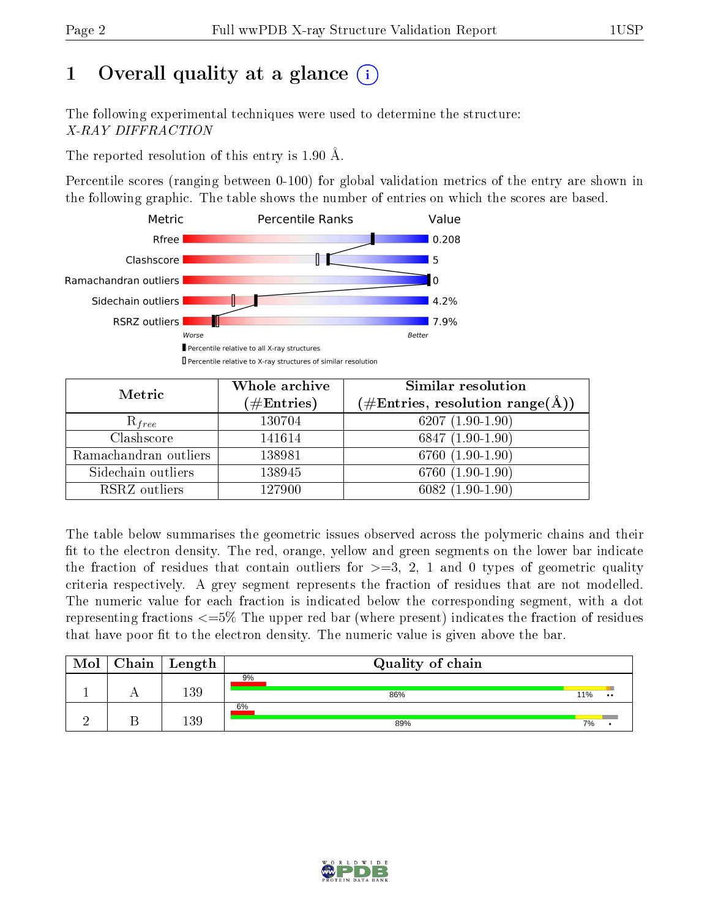# 1 Overall quality at a glance (i)

The following experimental techniques were used to determine the structure:
*X-RAY DIFFRACTION*

The reported resolution of this entry is 1.90 Å.

Percentile scores (ranging between 0-100) for global validation metrics of the entry are shown in the following graphic. The table shows the number of entries on which the scores are based.

| Metric | Value |
|---|---|
| Rfree | 0.208 |
| Clashscore | 5 |
| Ramachandran outliers | 0 |
| Sidechain outliers | 4.2% |
| RSRZ outliers | 7.9% |

Worse — Better

▮ Percentile relative to all X-ray structures
▯ Percentile relative to X-ray structures of similar resolution

| Metric | Whole archive (#Entries) | Similar resolution (#Entries, resolution range(Å)) |
|---|---|---|
| $R_{free}$ | 130704 | 6207 (1.90-1.90) |
| Clashscore | 141614 | 6847 (1.90-1.90) |
| Ramachandran outliers | 138981 | 6760 (1.90-1.90) |
| Sidechain outliers | 138945 | 6760 (1.90-1.90) |
| RSRZ outliers | 127900 | 6082 (1.90-1.90) |

The table below summarises the geometric issues observed across the polymeric chains and their fit to the electron density. The red, orange, yellow and green segments on the lower bar indicate the fraction of residues that contain outliers for >=3, 2, 1 and 0 types of geometric quality criteria respectively. A grey segment represents the fraction of residues that are not modelled. The numeric value for each fraction is indicated below the corresponding segment, with a dot representing fractions <=5% The upper red bar (where present) indicates the fraction of residues that have poor fit to the electron density. The numeric value is given above the bar.

| Mol | Chain | Length | Quality of chain |
|---|---|---|---|
| 1 | A | 139 | 9% (poor fit); 86% green, 11% yellow, • •|
| 2 | B | 139 | 6% (poor fit); 89% green, 7% yellow, • |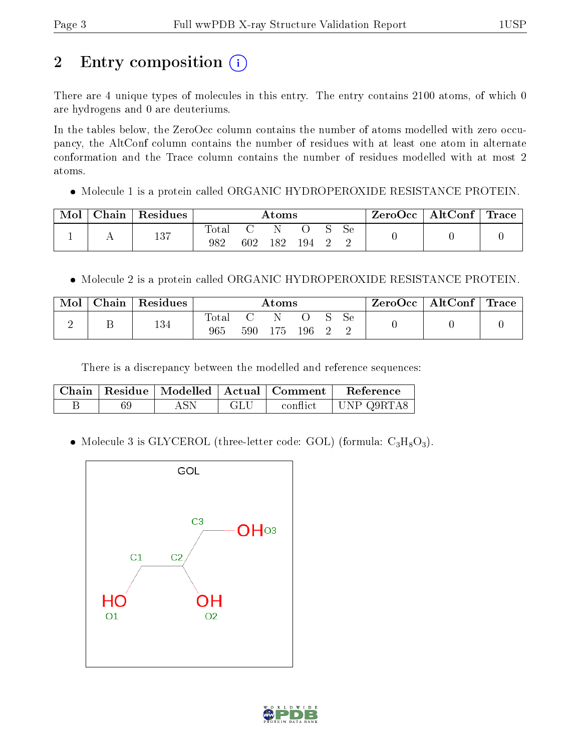## 2 Entry composition

There are 4 unique types of molecules in this entry. The entry contains 2100 atoms, of which 0 are hydrogens and 0 are deuteriums.

In the tables below, the ZeroOcc column contains the number of atoms modelled with zero occupancy, the AltConf column contains the number of residues with at least one atom in alternate conformation and the Trace column contains the number of residues modelled with at most 2 atoms.

- Molecule 1 is a protein called ORGANIC HYDROPEROXIDE RESISTANCE PROTEIN.

| Mol | Chain | Residues | Atoms | | | | | | ZeroOcc | AltConf | Trace |
|---|---|---|---|---|---|---|---|---|---|---|---|
| | | | Total | C | N | O | S | Se | | | |
| 1 | A | 137 | 982 | 602 | 182 | 194 | 2 | 2 | 0 | 0 | 0 |

- Molecule 2 is a protein called ORGANIC HYDROPEROXIDE RESISTANCE PROTEIN.

| Mol | Chain | Residues | Atoms | | | | | | ZeroOcc | AltConf | Trace |
|---|---|---|---|---|---|---|---|---|---|---|---|
| | | | Total | C | N | O | S | Se | | | |
| 2 | B | 134 | 965 | 590 | 175 | 196 | 2 | 2 | 0 | 0 | 0 |

There is a discrepancy between the modelled and reference sequences:

| Chain | Residue | Modelled | Actual | Comment | Reference |
|---|---|---|---|---|---|
| B | 69 | ASN | GLU | conflict | UNP Q9RTA8 |

- Molecule 3 is GLYCEROL (three-letter code: GOL) (formula: $C_3H_8O_3$).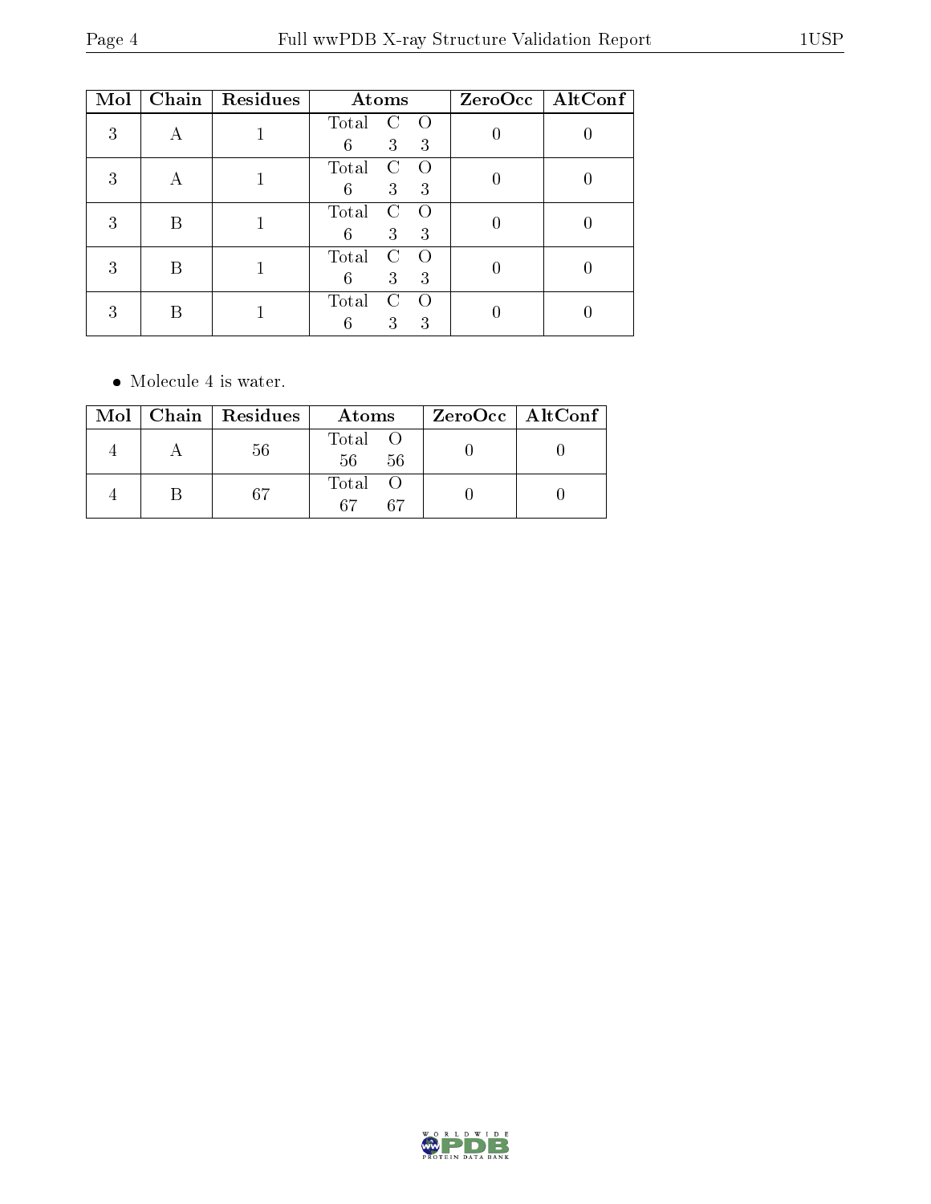| Mol | Chain | Residues | Atoms | ZeroOcc | AltConf |
|---|---|---|---|---|---|
| 3 | A | 1 | Total C O<br>6 3 3 | 0 | 0 |
| 3 | A | 1 | Total C O<br>6 3 3 | 0 | 0 |
| 3 | B | 1 | Total C O<br>6 3 3 | 0 | 0 |
| 3 | B | 1 | Total C O<br>6 3 3 | 0 | 0 |
| 3 | B | 1 | Total C O<br>6 3 3 | 0 | 0 |

- Molecule 4 is water.

| Mol | Chain | Residues | Atoms | ZeroOcc | AltConf |
|---|---|---|---|---|---|
| 4 | A | 56 | Total O<br>56 56 | 0 | 0 |
| 4 | B | 67 | Total O<br>67 67 | 0 | 0 |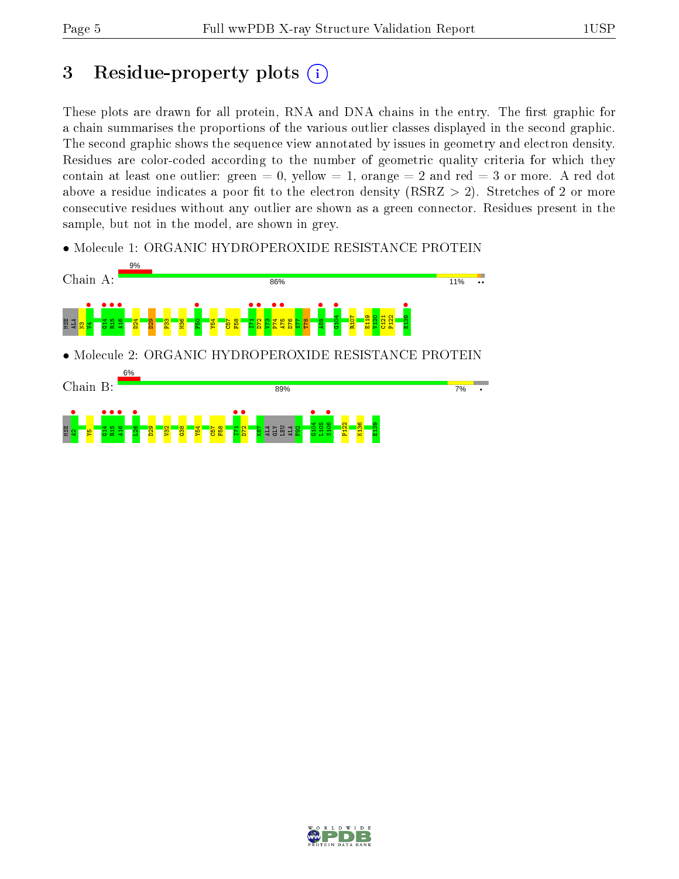# 3 Residue-property plots

These plots are drawn for all protein, RNA and DNA chains in the entry. The first graphic for a chain summarises the proportions of the various outlier classes displayed in the second graphic. The second graphic shows the sequence view annotated by issues in geometry and electron density. Residues are color-coded according to the number of geometric quality criteria for which they contain at least one outlier: green = 0, yellow = 1, orange = 2 and red = 3 or more. A red dot above a residue indicates a poor fit to the electron density (RSRZ > 2). Stretches of 2 or more consecutive residues without any outlier are shown as a green connector. Residues present in the sample, but not in the model, are shown in grey.

• Molecule 1: ORGANIC HYDROPEROXIDE RESISTANCE PROTEIN

Chain A: 9% 86% 11%

MSE ALA N3 V4 G14 R15 A16 D24 D29 P33 M36 F50 Y54 C57 F58 I71 D72 V73 P74 A75 D76 S77 T78 A88 G104 R107 E119 V120 C121 P122 E139

• Molecule 2: ORGANIC HYDROPEROXIDE RESISTANCE PROTEIN

Chain B: 6% 89% 7%

MSE A2 Y5 G14 R15 A16 L26 D29 V32 G38 Y54 C57 F58 I71 D72 K87 ALA GLY LEU ALA F92 G104 L105 S106 P122 K136 E139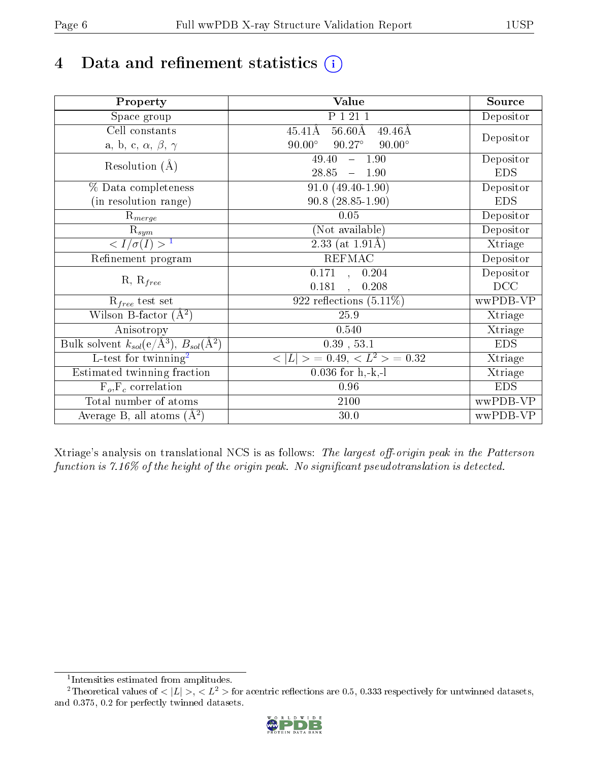# 4 Data and refinement statistics

| Property | Value | Source |
|---|---|---|
| Space group | P 1 21 1 | Depositor |
| Cell constants<br>a, b, c, $\alpha$, $\beta$, $\gamma$ | 45.41Å 56.60Å 49.46Å<br>90.00° 90.27° 90.00° | Depositor |
| Resolution (Å) | 49.40 – 1.90<br>28.85 – 1.90 | Depositor<br>EDS |
| % Data completeness<br>(in resolution range) | 91.0 (49.40-1.90)<br>90.8 (28.85-1.90) | Depositor<br>EDS |
| $R_{merge}$ | 0.05 | Depositor |
| $R_{sym}$ | (Not available) | Depositor |
| $< I/\sigma(I) >$ [1] | 2.33 (at 1.91Å) | Xtriage |
| Refinement program | REFMAC | Depositor |
| R, $R_{free}$ | 0.171 , 0.204<br>0.181 , 0.208 | Depositor<br>DCC |
| $R_{free}$ test set | 922 reflections (5.11%) | wwPDB-VP |
| Wilson B-factor (Å$^2$) | 25.9 | Xtriage |
| Anisotropy | 0.540 | Xtriage |
| Bulk solvent $k_{sol}$(e/Å$^3$), $B_{sol}$(Å$^2$) | 0.39 , 53.1 | EDS |
| L-test for twinning[2] | $< \|L\| >$ = 0.49, $< L^2 >$ = 0.32 | Xtriage |
| Estimated twinning fraction | 0.036 for h,-k,-l | Xtriage |
| $F_o$,$F_c$ correlation | 0.96 | EDS |
| Total number of atoms | 2100 | wwPDB-VP |
| Average B, all atoms (Å$^2$) | 30.0 | wwPDB-VP |

Xtriage's analysis on translational NCS is as follows: *The largest off-origin peak in the Patterson function is 7.16% of the height of the origin peak. No significant pseudotranslation is detected.*

[1] Intensities estimated from amplitudes.

[2] Theoretical values of $< |L| >$, $< L^2 >$ for acentric reflections are 0.5, 0.333 respectively for untwinned datasets, and 0.375, 0.2 for perfectly twinned datasets.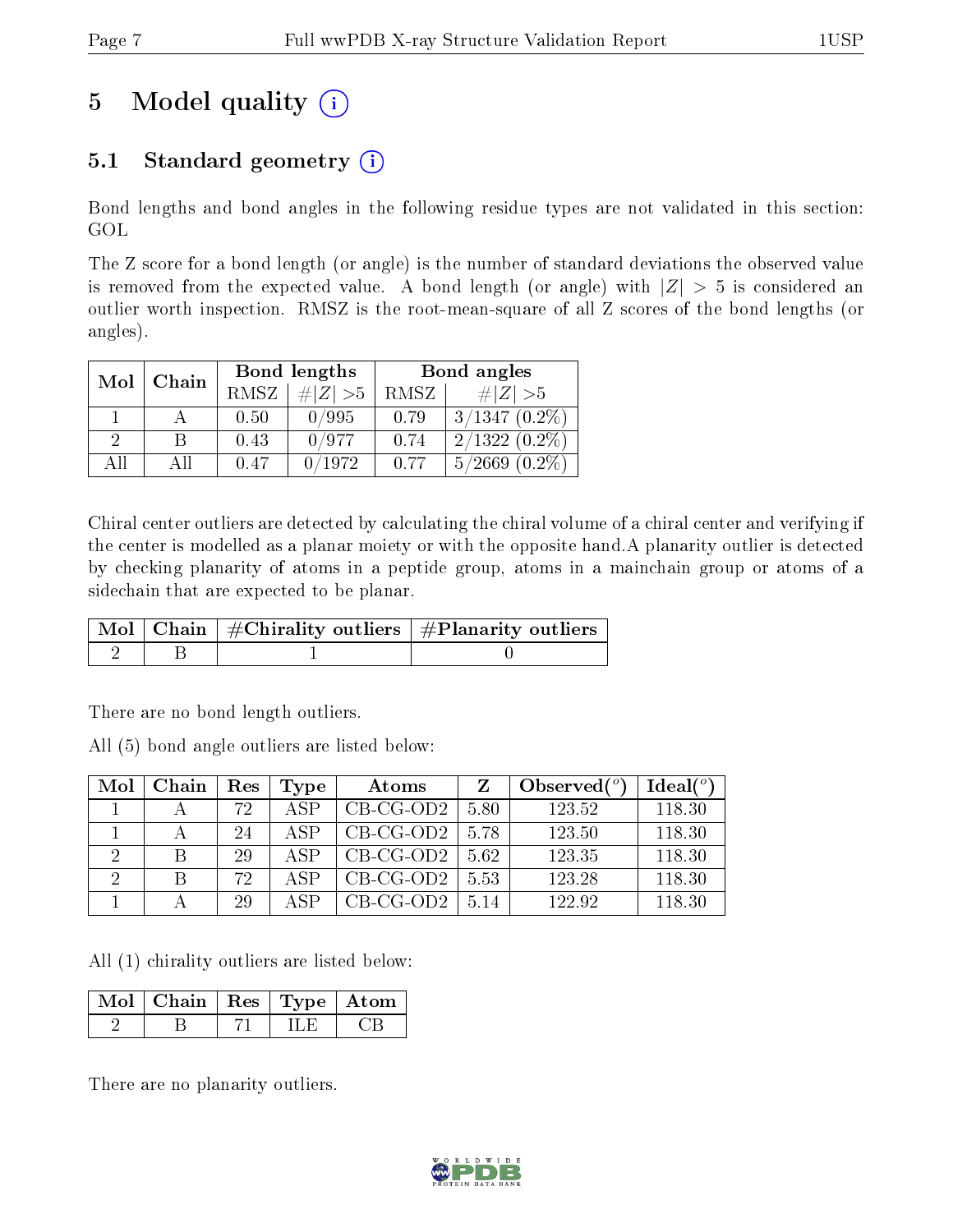# 5 Model quality (i)

## 5.1 Standard geometry (i)

Bond lengths and bond angles in the following residue types are not validated in this section: GOL

The Z score for a bond length (or angle) is the number of standard deviations the observed value is removed from the expected value. A bond length (or angle) with $|Z| > 5$ is considered an outlier worth inspection. RMSZ is the root-mean-square of all Z scores of the bond lengths (or angles).

| Mol | Chain | Bond lengths | | Bond angles | |
|---|---|---|---|---|---|
| | | RMSZ | $\#\|Z\| > 5$ | RMSZ | $\#\|Z\| > 5$ |
| 1 | A | 0.50 | 0/995 | 0.79 | 3/1347 (0.2%) |
| 2 | B | 0.43 | 0/977 | 0.74 | 2/1322 (0.2%) |
| All | All | 0.47 | 0/1972 | 0.77 | 5/2669 (0.2%) |

Chiral center outliers are detected by calculating the chiral volume of a chiral center and verifying if the center is modelled as a planar moiety or with the opposite hand.A planarity outlier is detected by checking planarity of atoms in a peptide group, atoms in a mainchain group or atoms of a sidechain that are expected to be planar.

| Mol | Chain | #Chirality outliers | #Planarity outliers |
|---|---|---|---|
| 2 | B | 1 | 0 |

There are no bond length outliers.

All (5) bond angle outliers are listed below:

| Mol | Chain | Res | Type | Atoms | Z | Observed($^o$) | Ideal($^o$) |
|---|---|---|---|---|---|---|---|
| 1 | A | 72 | ASP | CB-CG-OD2 | 5.80 | 123.52 | 118.30 |
| 1 | A | 24 | ASP | CB-CG-OD2 | 5.78 | 123.50 | 118.30 |
| 2 | B | 29 | ASP | CB-CG-OD2 | 5.62 | 123.35 | 118.30 |
| 2 | B | 72 | ASP | CB-CG-OD2 | 5.53 | 123.28 | 118.30 |
| 1 | A | 29 | ASP | CB-CG-OD2 | 5.14 | 122.92 | 118.30 |

All (1) chirality outliers are listed below:

| Mol | Chain | Res | Type | Atom |
|---|---|---|---|---|
| 2 | B | 71 | ILE | CB |

There are no planarity outliers.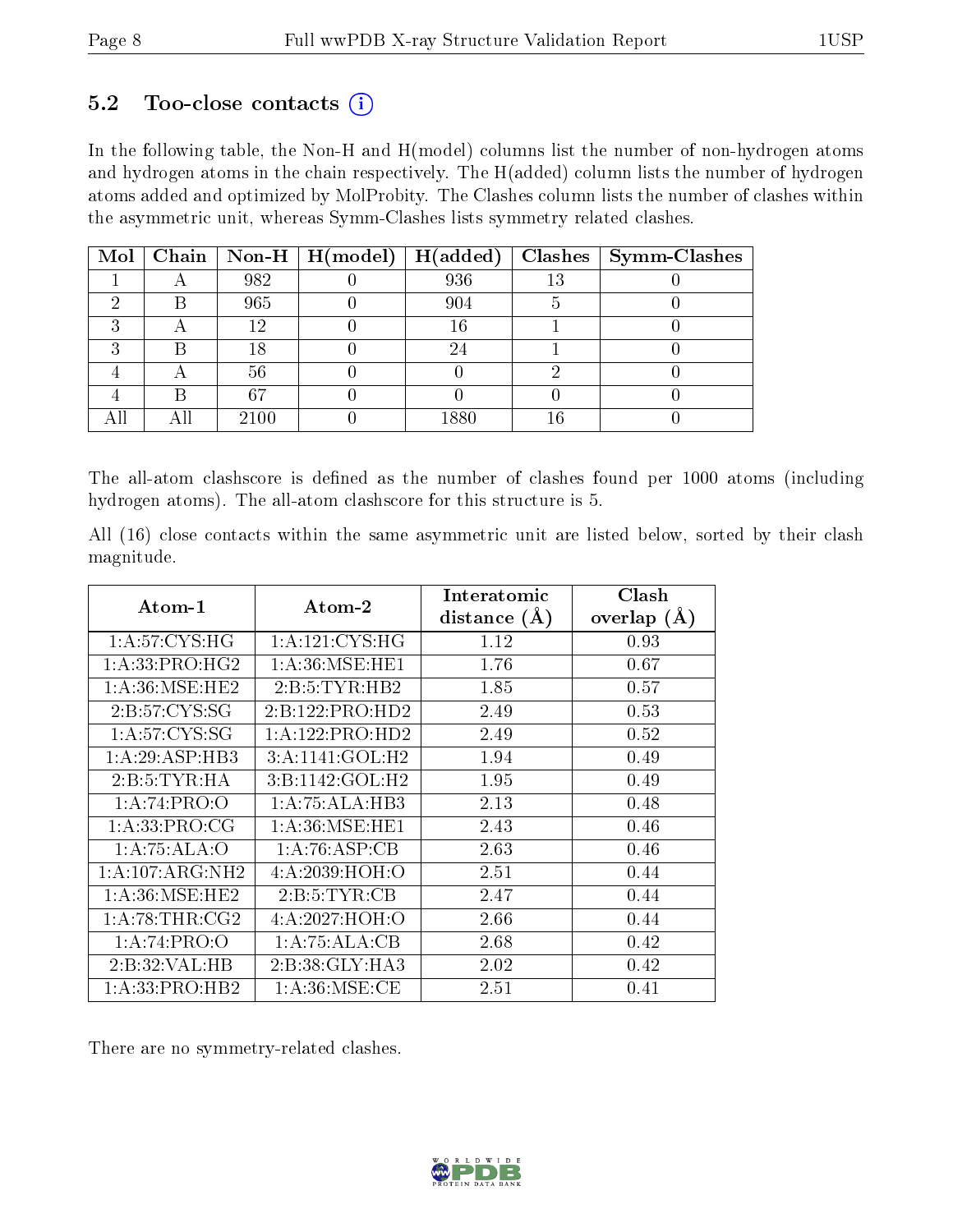## 5.2 Too-close contacts (i)

In the following table, the Non-H and H(model) columns list the number of non-hydrogen atoms and hydrogen atoms in the chain respectively. The H(added) column lists the number of hydrogen atoms added and optimized by MolProbity. The Clashes column lists the number of clashes within the asymmetric unit, whereas Symm-Clashes lists symmetry related clashes.

| Mol | Chain | Non-H | H(model) | H(added) | Clashes | Symm-Clashes |
|---|---|---|---|---|---|---|
| 1 | A | 982 | 0 | 936 | 13 | 0 |
| 2 | B | 965 | 0 | 904 | 5 | 0 |
| 3 | A | 12 | 0 | 16 | 1 | 0 |
| 3 | B | 18 | 0 | 24 | 1 | 0 |
| 4 | A | 56 | 0 | 0 | 2 | 0 |
| 4 | B | 67 | 0 | 0 | 0 | 0 |
| All | All | 2100 | 0 | 1880 | 16 | 0 |

The all-atom clashscore is defined as the number of clashes found per 1000 atoms (including hydrogen atoms). The all-atom clashscore for this structure is 5.

All (16) close contacts within the same asymmetric unit are listed below, sorted by their clash magnitude.

| Atom-1 | Atom-2 | Interatomic distance (Å) | Clash overlap (Å) |
|---|---|---|---|
| 1:A:57:CYS:HG | 1:A:121:CYS:HG | 1.12 | 0.93 |
| 1:A:33:PRO:HG2 | 1:A:36:MSE:HE1 | 1.76 | 0.67 |
| 1:A:36:MSE:HE2 | 2:B:5:TYR:HB2 | 1.85 | 0.57 |
| 2:B:57:CYS:SG | 2:B:122:PRO:HD2 | 2.49 | 0.53 |
| 1:A:57:CYS:SG | 1:A:122:PRO:HD2 | 2.49 | 0.52 |
| 1:A:29:ASP:HB3 | 3:A:1141:GOL:H2 | 1.94 | 0.49 |
| 2:B:5:TYR:HA | 3:B:1142:GOL:H2 | 1.95 | 0.49 |
| 1:A:74:PRO:O | 1:A:75:ALA:HB3 | 2.13 | 0.48 |
| 1:A:33:PRO:CG | 1:A:36:MSE:HE1 | 2.43 | 0.46 |
| 1:A:75:ALA:O | 1:A:76:ASP:CB | 2.63 | 0.46 |
| 1:A:107:ARG:NH2 | 4:A:2039:HOH:O | 2.51 | 0.44 |
| 1:A:36:MSE:HE2 | 2:B:5:TYR:CB | 2.47 | 0.44 |
| 1:A:78:THR:CG2 | 4:A:2027:HOH:O | 2.66 | 0.44 |
| 1:A:74:PRO:O | 1:A:75:ALA:CB | 2.68 | 0.42 |
| 2:B:32:VAL:HB | 2:B:38:GLY:HA3 | 2.02 | 0.42 |
| 1:A:33:PRO:HB2 | 1:A:36:MSE:CE | 2.51 | 0.41 |

There are no symmetry-related clashes.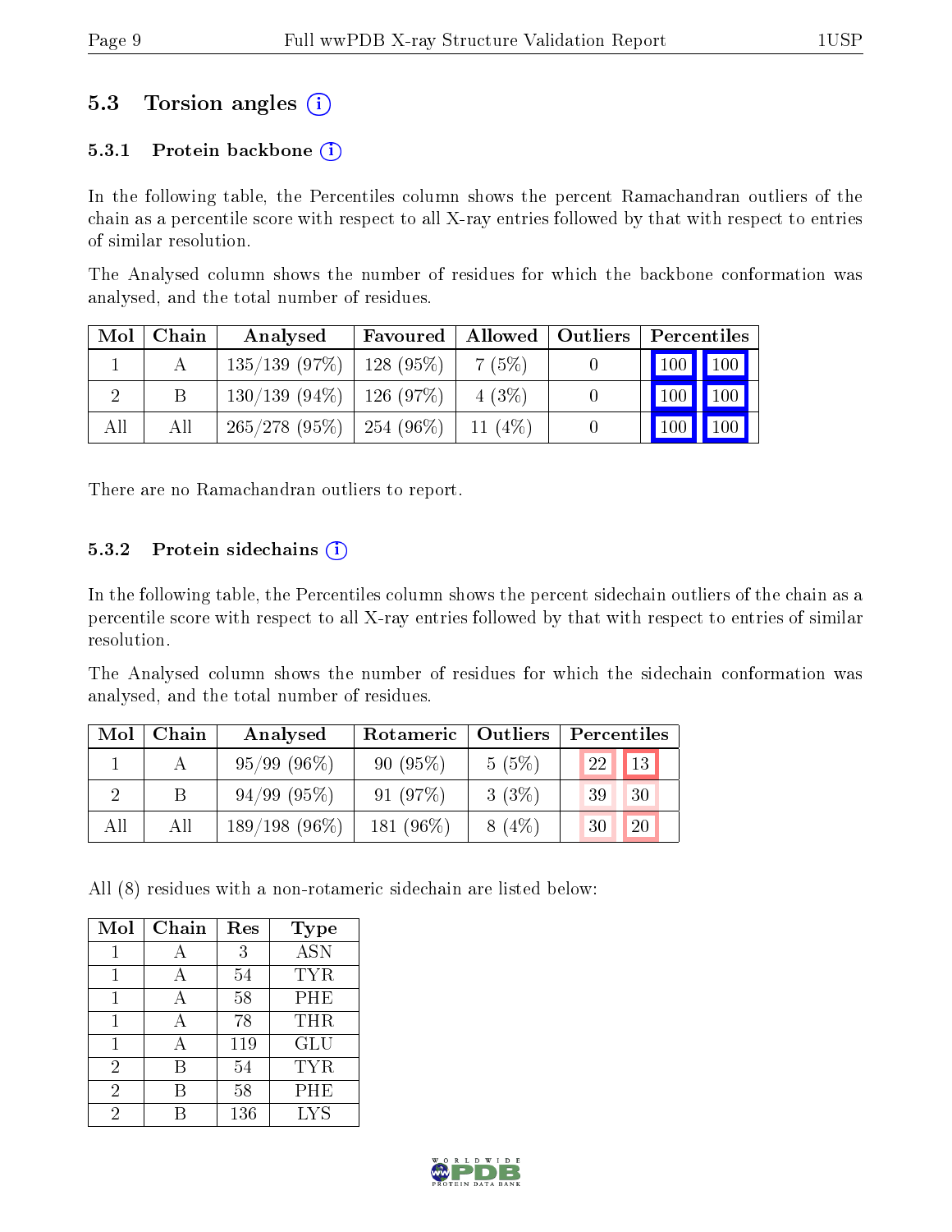## 5.3 Torsion angles (i)

### 5.3.1 Protein backbone (i)

In the following table, the Percentiles column shows the percent Ramachandran outliers of the chain as a percentile score with respect to all X-ray entries followed by that with respect to entries of similar resolution.

The Analysed column shows the number of residues for which the backbone conformation was analysed, and the total number of residues.

| Mol | Chain | Analysed | Favoured | Allowed | Outliers | Percentiles | |
|---|---|---|---|---|---|---|---|
| 1 | A | 135/139 (97%) | 128 (95%) | 7 (5%) | 0 | 100 | 100 |
| 2 | B | 130/139 (94%) | 126 (97%) | 4 (3%) | 0 | 100 | 100 |
| All | All | 265/278 (95%) | 254 (96%) | 11 (4%) | 0 | 100 | 100 |

There are no Ramachandran outliers to report.

### 5.3.2 Protein sidechains (i)

In the following table, the Percentiles column shows the percent sidechain outliers of the chain as a percentile score with respect to all X-ray entries followed by that with respect to entries of similar resolution.

The Analysed column shows the number of residues for which the sidechain conformation was analysed, and the total number of residues.

| Mol | Chain | Analysed | Rotameric | Outliers | Percentiles | |
|---|---|---|---|---|---|---|
| 1 | A | 95/99 (96%) | 90 (95%) | 5 (5%) | 22 | 13 |
| 2 | B | 94/99 (95%) | 91 (97%) | 3 (3%) | 39 | 30 |
| All | All | 189/198 (96%) | 181 (96%) | 8 (4%) | 30 | 20 |

All (8) residues with a non-rotameric sidechain are listed below:

| Mol | Chain | Res | Type |
|---|---|---|---|
| 1 | A | 3 | ASN |
| 1 | A | 54 | TYR |
| 1 | A | 58 | PHE |
| 1 | A | 78 | THR |
| 1 | A | 119 | GLU |
| 2 | B | 54 | TYR |
| 2 | B | 58 | PHE |
| 2 | B | 136 | LYS |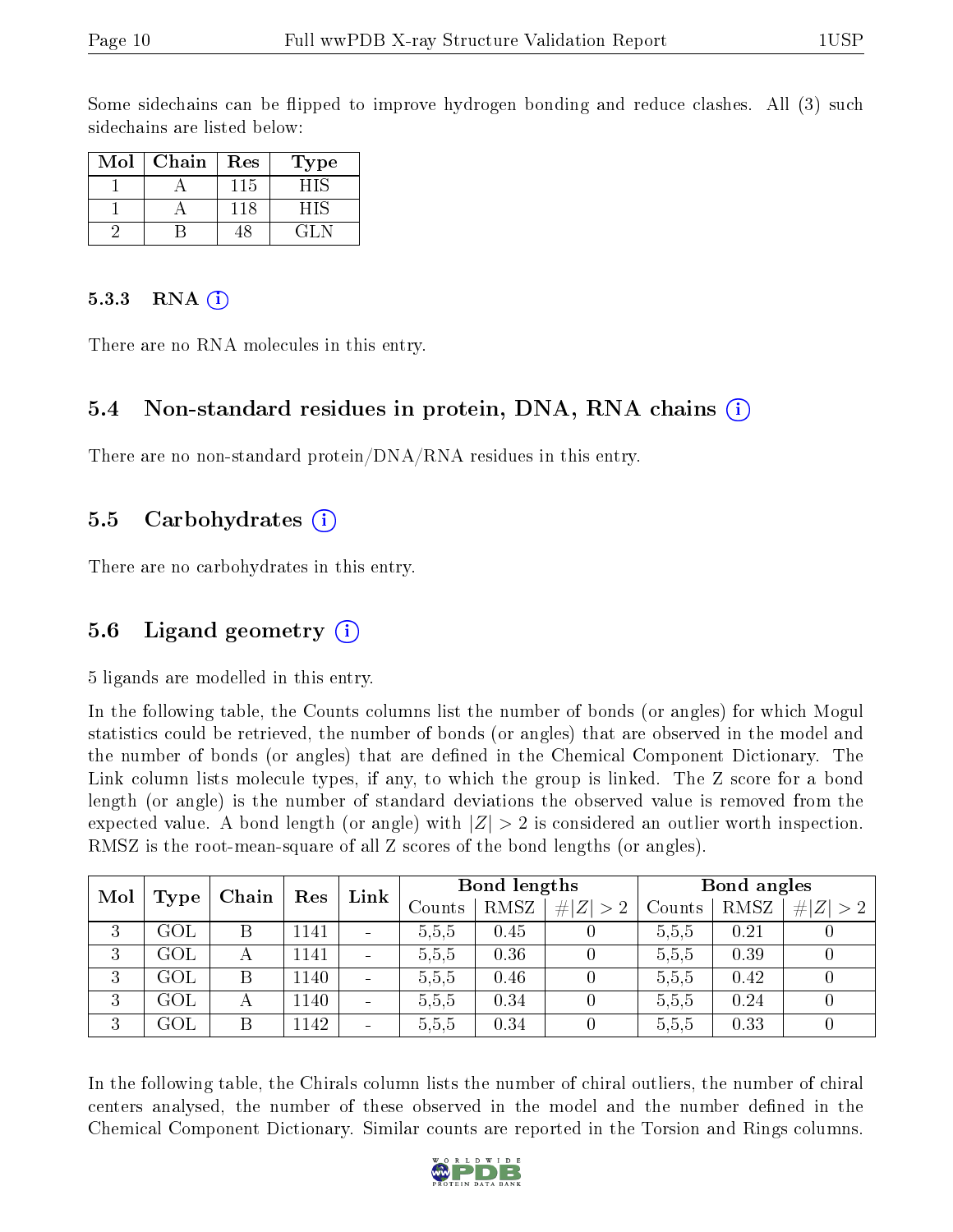Some sidechains can be flipped to improve hydrogen bonding and reduce clashes. All (3) such sidechains are listed below:

| Mol | Chain | Res | Type |
|---|---|---|---|
| 1 | A | 115 | HIS |
| 1 | A | 118 | HIS |
| 2 | B | 48 | GLN |

#### 5.3.3 RNA (i)

There are no RNA molecules in this entry.

### 5.4 Non-standard residues in protein, DNA, RNA chains (i)

There are no non-standard protein/DNA/RNA residues in this entry.

### 5.5 Carbohydrates (i)

There are no carbohydrates in this entry.

### 5.6 Ligand geometry (i)

5 ligands are modelled in this entry.

In the following table, the Counts columns list the number of bonds (or angles) for which Mogul statistics could be retrieved, the number of bonds (or angles) that are observed in the model and the number of bonds (or angles) that are defined in the Chemical Component Dictionary. The Link column lists molecule types, if any, to which the group is linked. The Z score for a bond length (or angle) is the number of standard deviations the observed value is removed from the expected value. A bond length (or angle) with $|Z| > 2$ is considered an outlier worth inspection. RMSZ is the root-mean-square of all Z scores of the bond lengths (or angles).

| Mol | Type | Chain | Res | Link | Bond lengths | | | Bond angles | | |
|---|---|---|---|---|---|---|---|---|---|---|
| | | | | | Counts | RMSZ | $\#\|Z\|>2$ | Counts | RMSZ | $\#\|Z\|>2$ |
| 3 | GOL | B | 1141 | - | 5,5,5 | 0.45 | 0 | 5,5,5 | 0.21 | 0 |
| 3 | GOL | A | 1141 | - | 5,5,5 | 0.36 | 0 | 5,5,5 | 0.39 | 0 |
| 3 | GOL | B | 1140 | - | 5,5,5 | 0.46 | 0 | 5,5,5 | 0.42 | 0 |
| 3 | GOL | A | 1140 | - | 5,5,5 | 0.34 | 0 | 5,5,5 | 0.24 | 0 |
| 3 | GOL | B | 1142 | - | 5,5,5 | 0.34 | 0 | 5,5,5 | 0.33 | 0 |

In the following table, the Chirals column lists the number of chiral outliers, the number of chiral centers analysed, the number of these observed in the model and the number defined in the Chemical Component Dictionary. Similar counts are reported in the Torsion and Rings columns.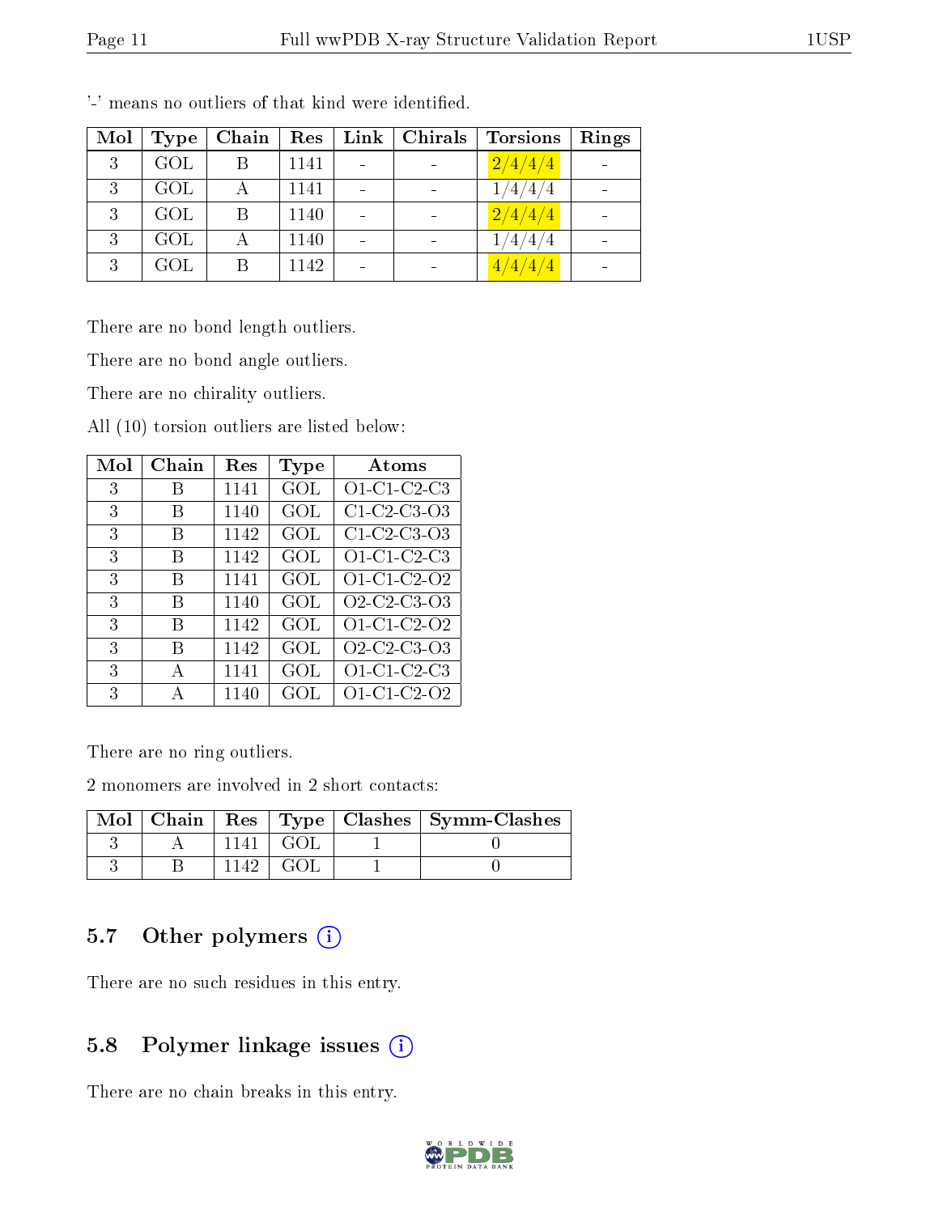'-' means no outliers of that kind were identified.

| Mol | Type | Chain | Res | Link | Chirals | Torsions | Rings |
|---|---|---|---|---|---|---|---|
| 3 | GOL | B | 1141 | - | - | 2/4/4/4 | - |
| 3 | GOL | A | 1141 | - | - | 1/4/4/4 | - |
| 3 | GOL | B | 1140 | - | - | 2/4/4/4 | - |
| 3 | GOL | A | 1140 | - | - | 1/4/4/4 | - |
| 3 | GOL | B | 1142 | - | - | 4/4/4/4 | - |

There are no bond length outliers.

There are no bond angle outliers.

There are no chirality outliers.

All (10) torsion outliers are listed below:

| Mol | Chain | Res | Type | Atoms |
|---|---|---|---|---|
| 3 | B | 1141 | GOL | O1-C1-C2-C3 |
| 3 | B | 1140 | GOL | C1-C2-C3-O3 |
| 3 | B | 1142 | GOL | C1-C2-C3-O3 |
| 3 | B | 1142 | GOL | O1-C1-C2-C3 |
| 3 | B | 1141 | GOL | O1-C1-C2-O2 |
| 3 | B | 1140 | GOL | O2-C2-C3-O3 |
| 3 | B | 1142 | GOL | O1-C1-C2-O2 |
| 3 | B | 1142 | GOL | O2-C2-C3-O3 |
| 3 | A | 1141 | GOL | O1-C1-C2-C3 |
| 3 | A | 1140 | GOL | O1-C1-C2-O2 |

There are no ring outliers.

2 monomers are involved in 2 short contacts:

| Mol | Chain | Res | Type | Clashes | Symm-Clashes |
|---|---|---|---|---|---|
| 3 | A | 1141 | GOL | 1 | 0 |
| 3 | B | 1142 | GOL | 1 | 0 |

## 5.7 Other polymers

There are no such residues in this entry.

## 5.8 Polymer linkage issues

There are no chain breaks in this entry.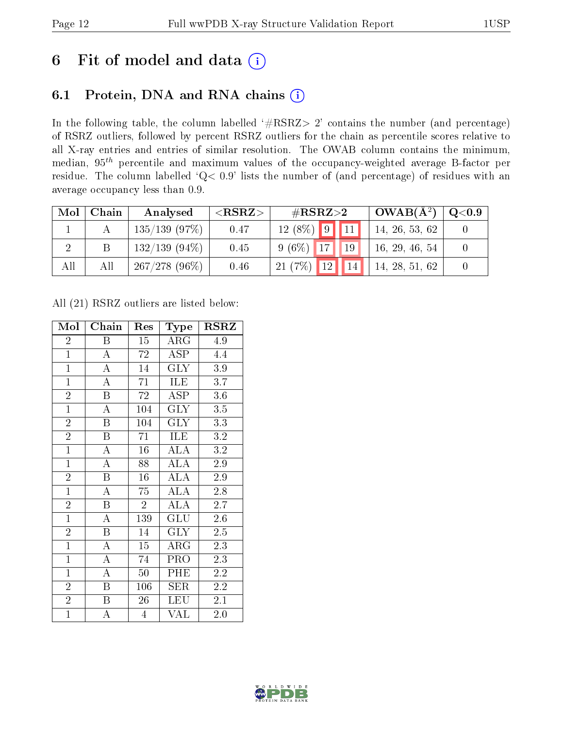# 6 Fit of model and data

## 6.1 Protein, DNA and RNA chains

In the following table, the column labelled '#RSRZ> 2' contains the number (and percentage) of RSRZ outliers, followed by percent RSRZ outliers for the chain as percentile scores relative to all X-ray entries and entries of similar resolution. The OWAB column contains the minimum, median, $95^{th}$ percentile and maximum values of the occupancy-weighted average B-factor per residue. The column labelled 'Q< 0.9' lists the number of (and percentage) of residues with an average occupancy less than 0.9.

| Mol | Chain | Analysed | <RSRZ> | #RSRZ>2 | | | OWAB(Å$^2$) | Q<0.9 |
|---|---|---|---|---|---|---|---|---|
| 1 | A | 135/139 (97%) | 0.47 | 12 (8%) | 9 | 11 | 14, 26, 53, 62 | 0 |
| 2 | B | 132/139 (94%) | 0.45 | 9 (6%) | 17 | 19 | 16, 29, 46, 54 | 0 |
| All | All | 267/278 (96%) | 0.46 | 21 (7%) | 12 | 14 | 14, 28, 51, 62 | 0 |

All (21) RSRZ outliers are listed below:

| Mol | Chain | Res | Type | RSRZ |
|---|---|---|---|---|
| 2 | B | 15 | ARG | 4.9 |
| 1 | A | 72 | ASP | 4.4 |
| 1 | A | 14 | GLY | 3.9 |
| 1 | A | 71 | ILE | 3.7 |
| 2 | B | 72 | ASP | 3.6 |
| 1 | A | 104 | GLY | 3.5 |
| 2 | B | 104 | GLY | 3.3 |
| 2 | B | 71 | ILE | 3.2 |
| 1 | A | 16 | ALA | 3.2 |
| 1 | A | 88 | ALA | 2.9 |
| 2 | B | 16 | ALA | 2.9 |
| 1 | A | 75 | ALA | 2.8 |
| 2 | B | 2 | ALA | 2.7 |
| 1 | A | 139 | GLU | 2.6 |
| 2 | B | 14 | GLY | 2.5 |
| 1 | A | 15 | ARG | 2.3 |
| 1 | A | 74 | PRO | 2.3 |
| 1 | A | 50 | PHE | 2.2 |
| 2 | B | 106 | SER | 2.2 |
| 2 | B | 26 | LEU | 2.1 |
| 1 | A | 4 | VAL | 2.0 |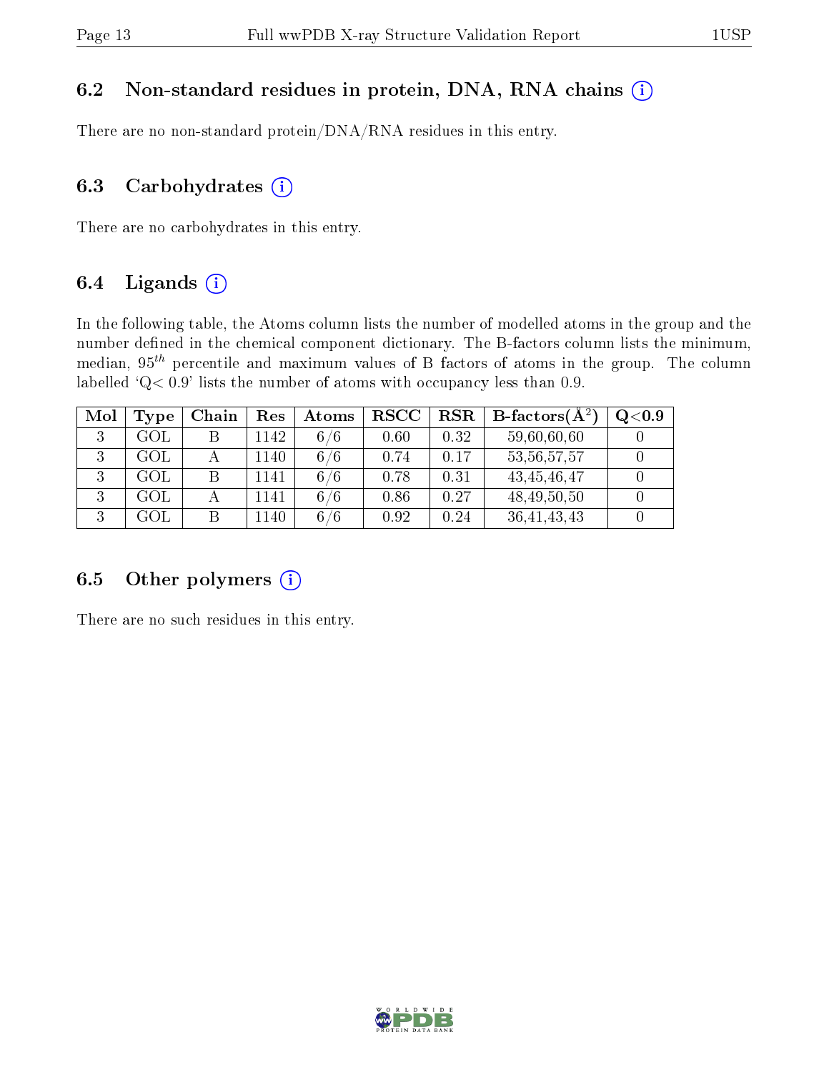### 6.2 Non-standard residues in protein, DNA, RNA chains

There are no non-standard protein/DNA/RNA residues in this entry.

### 6.3 Carbohydrates

There are no carbohydrates in this entry.

### 6.4 Ligands

In the following table, the Atoms column lists the number of modelled atoms in the group and the number defined in the chemical component dictionary. The B-factors column lists the minimum, median, $95^{th}$ percentile and maximum values of B factors of atoms in the group. The column labelled 'Q< 0.9' lists the number of atoms with occupancy less than 0.9.

| Mol | Type | Chain | Res | Atoms | RSCC | RSR | B-factors(Å$^2$) | Q<0.9 |
|---|---|---|---|---|---|---|---|---|
| 3 | GOL | B | 1142 | 6/6 | 0.60 | 0.32 | 59,60,60,60 | 0 |
| 3 | GOL | A | 1140 | 6/6 | 0.74 | 0.17 | 53,56,57,57 | 0 |
| 3 | GOL | B | 1141 | 6/6 | 0.78 | 0.31 | 43,45,46,47 | 0 |
| 3 | GOL | A | 1141 | 6/6 | 0.86 | 0.27 | 48,49,50,50 | 0 |
| 3 | GOL | B | 1140 | 6/6 | 0.92 | 0.24 | 36,41,43,43 | 0 |

### 6.5 Other polymers

There are no such residues in this entry.